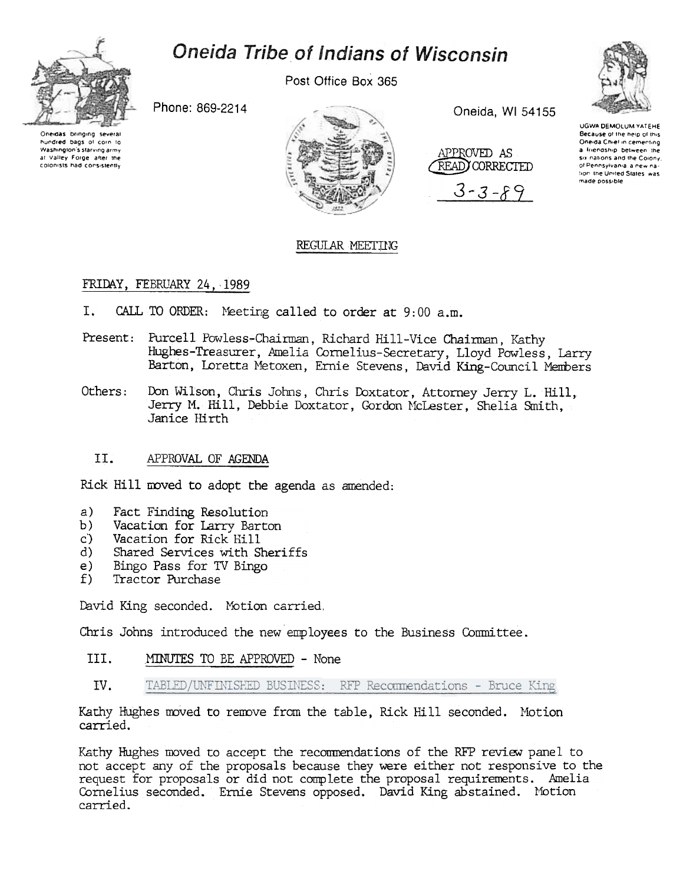# Oneida Tribe of Indians of Wisconsin

Post Office Box 365

Phone: 869-2214

Oneida, WI 54155

Oneidas bringing several hundred bags of corn to Washington's starving army at Valley Forge after the colonists had consistently

UGWA DEMOLUM YATEHE Because of the help of this Oneida Chief in cementing a friendship between the six nations and the Colony of Pennsylvania a new nation the United States was made possible

APPROVED AS READ/CORRECTED

3-3-89

## REGULAR MEETING

FRIDAY, FEBRUARY 24, 1989

I. CALL TO ORDER: Meeting called to order at 9:00 a.m.

Present: Purcell Powless-Chairman, Richard Hill-Vice Chairman, Kathy Hughes-Treasurer, Amelia Cornelius-Secretary, Lloyd Powless, Larry Barton, Loretta Metoxen, Ernie Stevens, David King-Council Members

Others: Don Wilson, Chris Johns, Chris Doxtator, Attorney Jerry L. Hill, Jerry M. Hill, Debbie Doxtator, Gordon McLester, Shelia Smith, Janice Hirth

II. APPROVAL OF AGENDA

Rick Hill moved to adopt the agenda as amended:

a) Fact Finding Resolution
b) Vacation for Larry Barton
c) Vacation for Rick Hill
d) Shared Services with Sheriffs
e) Bingo Pass for TV Bingo
f) Tractor Purchase

David King seconded. Motion carried.

Chris Johns introduced the new employees to the Business Committee.

III. MINUTES TO BE APPROVED - None

IV. TABLED/UNFINISHED BUSINESS: RFP Recommendations - Bruce King

Kathy Hughes moved to remove from the table, Rick Hill seconded. Motion carried.

Kathy Hughes moved to accept the recommendations of the RFP review panel to not accept any of the proposals because they were either not responsive to the request for proposals or did not complete the proposal requirements. Amelia Cornelius seconded. Ernie Stevens opposed. David King abstained. Motion carried.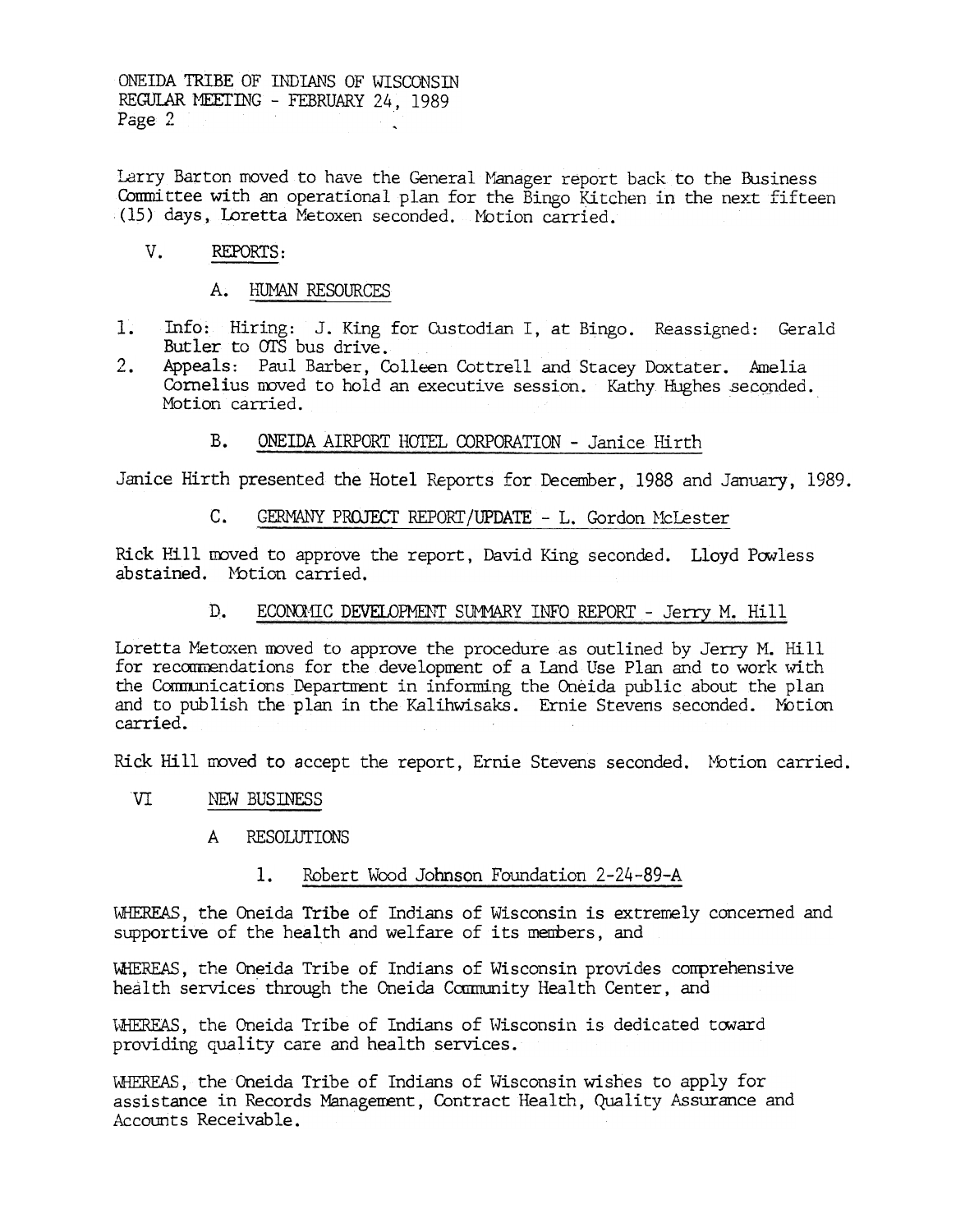Larry Barton moved to have the General Manager report back to the Business Committee with an operational plan for the Bingo Kitchen in the next fifteen (15) days, Loretta Metoxen seconded. Motion carried.

## V. REPORTS:

### A. HUMAN RESOURCES

1. Info: Hiring: J. King for Custodian I, at Bingo. Reassigned: Gerald Butler to OTS bus drive.
2. Appeals: Paul Barber, Colleen Cottrell and Stacey Doxtater. Amelia Cornelius moved to hold an executive session. Kathy Hughes seconded. Motion carried.

### B. ONEIDA AIRPORT HOTEL CORPORATION - Janice Hirth

Janice Hirth presented the Hotel Reports for December, 1988 and January, 1989.

### C. GERMANY PROJECT REPORT/UPDATE - L. Gordon McLester

Rick Hill moved to approve the report, David King seconded. Lloyd Powless abstained. Motion carried.

### D. ECONOMIC DEVELOPMENT SUMMARY INFO REPORT - Jerry M. Hill

Loretta Metoxen moved to approve the procedure as outlined by Jerry M. Hill for recommendations for the development of a Land Use Plan and to work with the Communications Department in informing the Oneida public about the plan and to publish the plan in the Kalihwisaks. Ernie Stevens seconded. Motion carried.

Rick Hill moved to accept the report, Ernie Stevens seconded. Motion carried.

## VI NEW BUSINESS

### A RESOLUTIONS

#### 1. Robert Wood Johnson Foundation 2-24-89-A

WHEREAS, the Oneida Tribe of Indians of Wisconsin is extremely concerned and supportive of the health and welfare of its members, and

WHEREAS, the Oneida Tribe of Indians of Wisconsin provides comprehensive health services through the Oneida Community Health Center, and

WHEREAS, the Oneida Tribe of Indians of Wisconsin is dedicated toward providing quality care and health services.

WHEREAS, the Oneida Tribe of Indians of Wisconsin wishes to apply for assistance in Records Management, Contract Health, Quality Assurance and Accounts Receivable.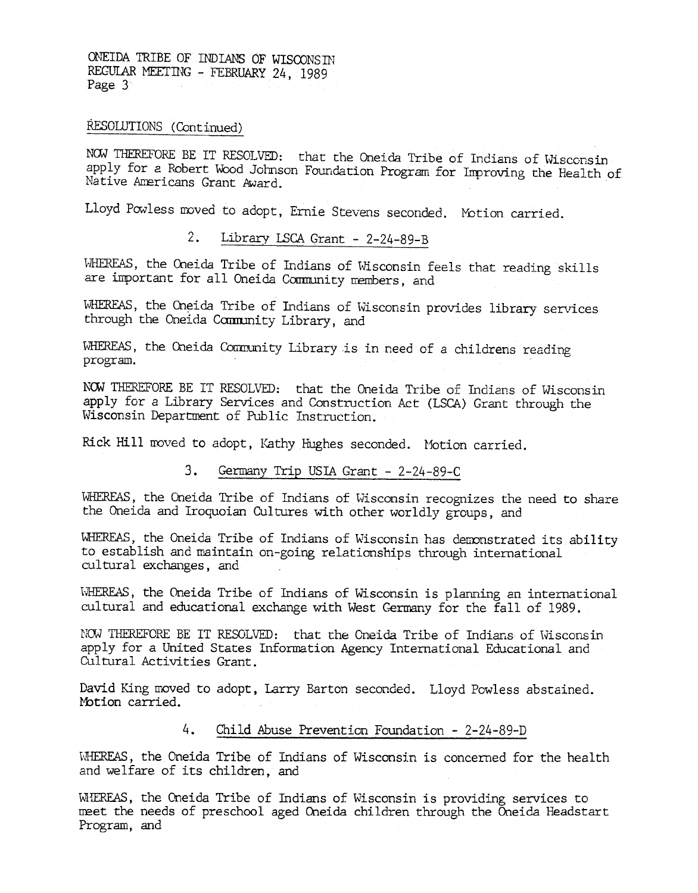RESOLUTIONS (Continued)

NOW THEREFORE BE IT RESOLVED: that the Oneida Tribe of Indians of Wisconsin apply for a Robert Wood Johnson Foundation Program for Improving the Health of Native Americans Grant Award.

Lloyd Powless moved to adopt, Ernie Stevens seconded. Motion carried.

2. Library LSCA Grant - 2-24-89-B

WHEREAS, the Oneida Tribe of Indians of Wisconsin feels that reading skills are important for all Oneida Community members, and

WHEREAS, the Oneida Tribe of Indians of Wisconsin provides library services through the Oneida Community Library, and

WHEREAS, the Oneida Community Library is in need of a childrens reading program.

NOW THEREFORE BE IT RESOLVED: that the Oneida Tribe of Indians of Wisconsin apply for a Library Services and Construction Act (LSCA) Grant through the Wisconsin Department of Public Instruction.

Rick Hill moved to adopt, Kathy Hughes seconded. Motion carried.

3. Germany Trip USIA Grant - 2-24-89-C

WHEREAS, the Oneida Tribe of Indians of Wisconsin recognizes the need to share the Oneida and Iroquoian Cultures with other worldly groups, and

WHEREAS, the Oneida Tribe of Indians of Wisconsin has demonstrated its ability to establish and maintain on-going relationships through international cultural exchanges, and

WHEREAS, the Oneida Tribe of Indians of Wisconsin is planning an international cultural and educational exchange with West Germany for the fall of 1989.

NOW THEREFORE BE IT RESOLVED: that the Oneida Tribe of Indians of Wisconsin apply for a United States Information Agency International Educational and Cultural Activities Grant.

David King moved to adopt, Larry Barton seconded. Lloyd Powless abstained. Motion carried.

4. Child Abuse Prevention Foundation - 2-24-89-D

WHEREAS, the Oneida Tribe of Indians of Wisconsin is concerned for the health and welfare of its children, and

WHEREAS, the Oneida Tribe of Indians of Wisconsin is providing services to meet the needs of preschool aged Oneida children through the Oneida Headstart Program, and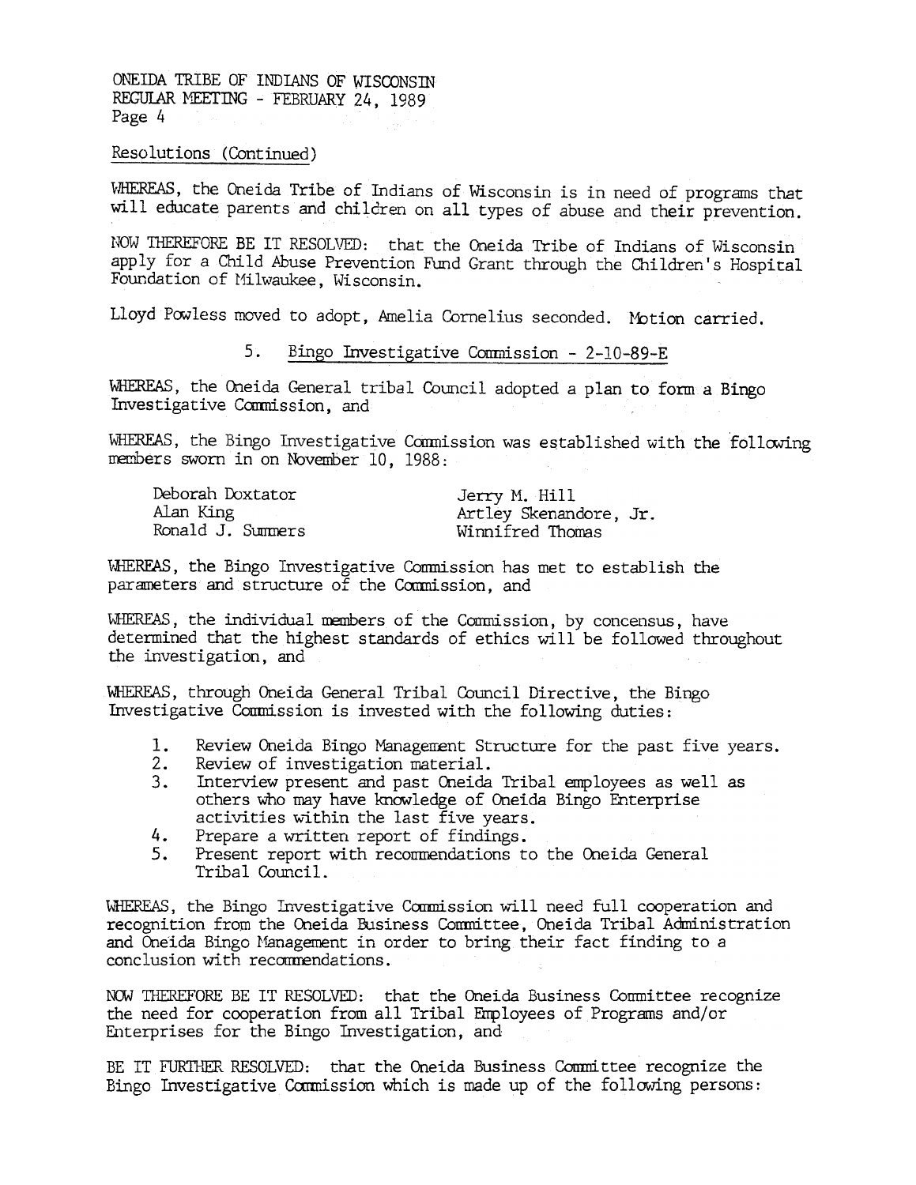Resolutions (Continued)

WHEREAS, the Oneida Tribe of Indians of Wisconsin is in need of programs that will educate parents and children on all types of abuse and their prevention.

NOW THEREFORE BE IT RESOLVED: that the Oneida Tribe of Indians of Wisconsin apply for a Child Abuse Prevention Fund Grant through the Children's Hospital Foundation of Milwaukee, Wisconsin.

Lloyd Powless moved to adopt, Amelia Cornelius seconded. Motion carried.

5. Bingo Investigative Commission - 2-10-89-E

WHEREAS, the Oneida General tribal Council adopted a plan to form a Bingo Investigative Commission, and

WHEREAS, the Bingo Investigative Commission was established with the following members sworn in on November 10, 1988:

| | |
|---|---|
| Deborah Doxtator | Jerry M. Hill |
| Alan King | Artley Skenandore, Jr. |
| Ronald J. Summers | Winnifred Thomas |

WHEREAS, the Bingo Investigative Commission has met to establish the parameters and structure of the Commission, and

WHEREAS, the individual members of the Commission, by concensus, have determined that the highest standards of ethics will be followed throughout the investigation, and

WHEREAS, through Oneida General Tribal Council Directive, the Bingo Investigative Commission is invested with the following duties:

1. Review Oneida Bingo Management Structure for the past five years.
2. Review of investigation material.
3. Interview present and past Oneida Tribal employees as well as others who may have knowledge of Oneida Bingo Enterprise activities within the last five years.
4. Prepare a written report of findings.
5. Present report with recommendations to the Oneida General Tribal Council.

WHEREAS, the Bingo Investigative Commission will need full cooperation and recognition from the Oneida Business Committee, Oneida Tribal Administration and Oneida Bingo Management in order to bring their fact finding to a conclusion with recommendations.

NOW THEREFORE BE IT RESOLVED: that the Oneida Business Committee recognize the need for cooperation from all Tribal Employees of Programs and/or Enterprises for the Bingo Investigation, and

BE IT FURTHER RESOLVED: that the Oneida Business Committee recognize the Bingo Investigative Commission which is made up of the following persons: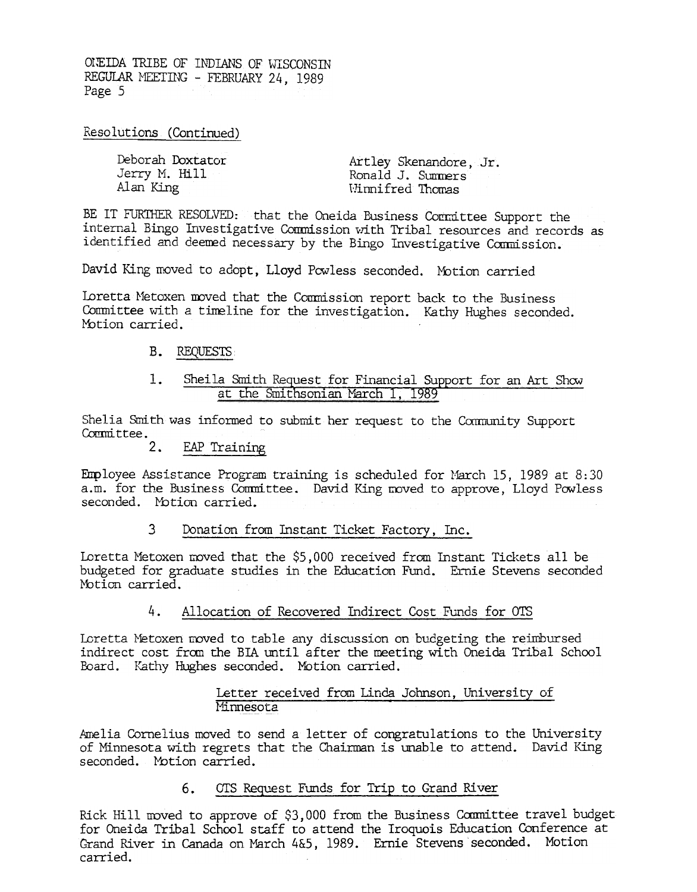Resolutions (Continued)

| | |
|---|---|
| Deborah Doxtator | Artley Skenandore, Jr. |
| Jerry M. Hill | Ronald J. Summers |
| Alan King | Winnifred Thomas |

BE IT FURTHER RESOLVED: that the Oneida Business Committee Support the internal Bingo Investigative Commission with Tribal resources and records as identified and deemed necessary by the Bingo Investigative Commission.

David King moved to adopt, Lloyd Powless seconded. Motion carried

Loretta Metoxen moved that the Commission report back to the Business Committee with a timeline for the investigation. Kathy Hughes seconded. Motion carried.

B. REQUESTS

1. Sheila Smith Request for Financial Support for an Art Show at the Smithsonian March 1, 1989

Shelia Smith was informed to submit her request to the Community Support Committee.

2. EAP Training

Employee Assistance Program training is scheduled for March 15, 1989 at 8:30 a.m. for the Business Committee. David King moved to approve, Lloyd Powless seconded. Motion carried.

3 Donation from Instant Ticket Factory, Inc.

Loretta Metoxen moved that the $5,000 received from Instant Tickets all be budgeted for graduate studies in the Education Fund. Ernie Stevens seconded Motion carried.

4. Allocation of Recovered Indirect Cost Funds for OTS

Loretta Metoxen moved to table any discussion on budgeting the reimbursed indirect cost from the BIA until after the meeting with Oneida Tribal School Board. Kathy Hughes seconded. Motion carried.

Letter received from Linda Johnson, University of Minnesota

Amelia Cornelius moved to send a letter of congratulations to the University of Minnesota with regrets that the Chairman is unable to attend. David King seconded. Motion carried.

6. OTS Request Funds for Trip to Grand River

Rick Hill moved to approve of $3,000 from the Business Committee travel budget for Oneida Tribal School staff to attend the Iroquois Education Conference at Grand River in Canada on March 4&5, 1989. Ernie Stevens seconded. Motion carried.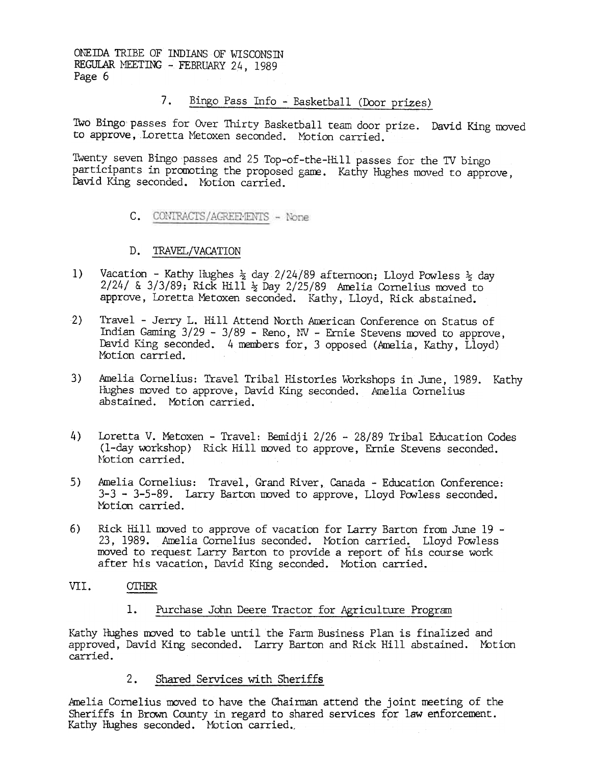ONEIDA TRIBE OF INDIANS OF WISCONSIN
REGULAR MEETING - FEBRUARY 24, 1989
Page 6

7. Bingo Pass Info - Basketball (Door prizes)

Two Bingo passes for Over Thirty Basketball team door prize. David King moved to approve, Loretta Metoxen seconded. Motion carried.

Twenty seven Bingo passes and 25 Top-of-the-Hill passes for the TV bingo participants in promoting the proposed game. Kathy Hughes moved to approve, David King seconded. Motion carried.

C. CONTRACTS/AGREEMENTS - None

D. TRAVEL/VACATION

1) Vacation - Kathy Hughes ½ day 2/24/89 afternoon; Lloyd Powless ½ day 2/24/ & 3/3/89; Rick Hill ½ Day 2/25/89 Amelia Cornelius moved to approve, Loretta Metoxen seconded. Kathy, Lloyd, Rick abstained.

2) Travel - Jerry L. Hill Attend North American Conference on Status of Indian Gaming 3/29 - 3/89 - Reno, NV - Ernie Stevens moved to approve, David King seconded. 4 members for, 3 opposed (Amelia, Kathy, Lloyd) Motion carried.

3) Amelia Cornelius: Travel Tribal Histories Workshops in June, 1989. Kathy Hughes moved to approve, David King seconded. Amelia Cornelius abstained. Motion carried.

4) Loretta V. Metoxen - Travel: Bemidji 2/26 - 28/89 Tribal Education Codes (1-day workshop) Rick Hill moved to approve, Ernie Stevens seconded. Motion carried.

5) Amelia Cornelius: Travel, Grand River, Canada - Education Conference: 3-3 - 3-5-89. Larry Barton moved to approve, Lloyd Powless seconded. Motion carried.

6) Rick Hill moved to approve of vacation for Larry Barton from June 19 - 23, 1989. Amelia Cornelius seconded. Motion carried. Lloyd Powless moved to request Larry Barton to provide a report of his course work after his vacation, David King seconded. Motion carried.

VII. OTHER

1. Purchase John Deere Tractor for Agriculture Program

Kathy Hughes moved to table until the Farm Business Plan is finalized and approved, David King seconded. Larry Barton and Rick Hill abstained. Motion carried.

2. Shared Services with Sheriffs

Amelia Cornelius moved to have the Chairman attend the joint meeting of the Sheriffs in Brown County in regard to shared services for law enforcement. Kathy Hughes seconded. Motion carried.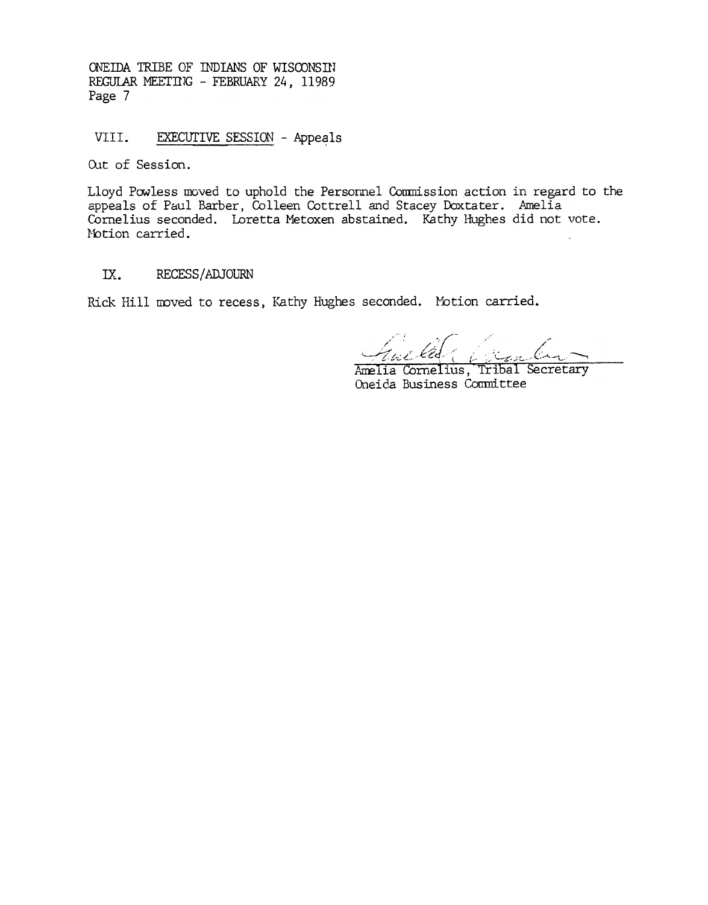## VIII. EXECUTIVE SESSION - Appeals

Out of Session.

Lloyd Powless moved to uphold the Personnel Commission action in regard to the appeals of Paul Barber, Colleen Cottrell and Stacey Doxtater. Amelia Cornelius seconded. Loretta Metoxen abstained. Kathy Hughes did not vote. Motion carried.

## IX. RECESS/ADJOURN

Rick Hill moved to recess, Kathy Hughes seconded. Motion carried.

Amelia Cornelius, Tribal Secretary
Oneida Business Committee